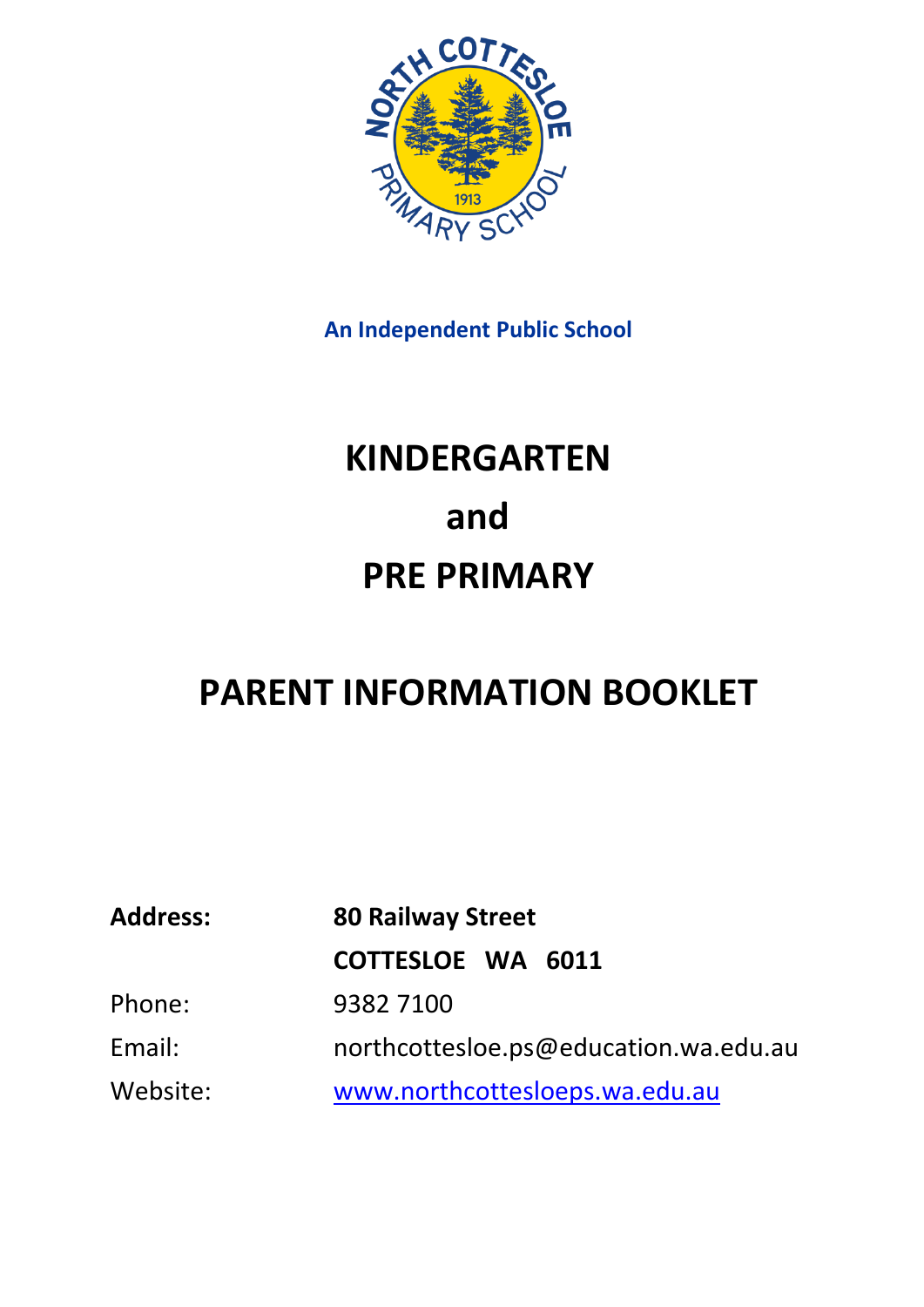**An Independent Public School**

# KINDERGARTEN

# and

# PRE PRIMARY

# PARENT INFORMATION BOOKLET

| | |
|---|---|
| **Address:** | **80 Railway Street** |
| | **COTTESLOE WA 6011** |
| Phone: | 9382 7100 |
| Email: | northcottesloe.ps@education.wa.edu.au |
| Website: | [www.northcottesloeps.wa.edu.au](http://www.northcottesloeps.wa.edu.au) |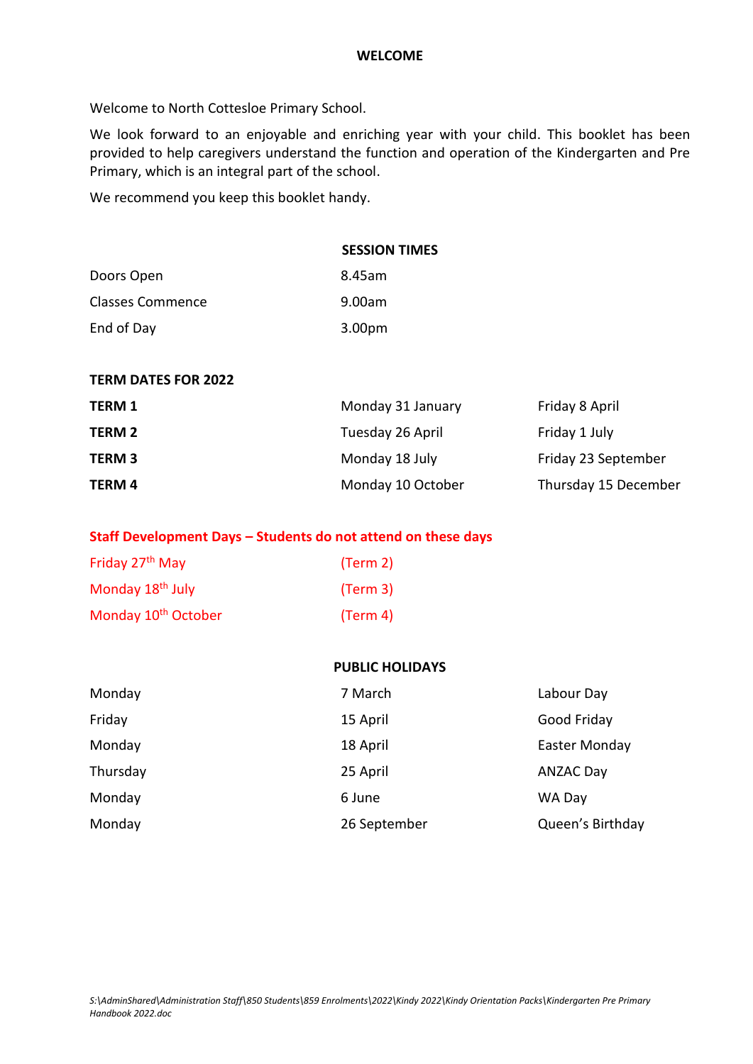# WELCOME

Welcome to North Cottesloe Primary School.

We look forward to an enjoyable and enriching year with your child. This booklet has been provided to help caregivers understand the function and operation of the Kindergarten and Pre Primary, which is an integral part of the school.

We recommend you keep this booklet handy.

## SESSION TIMES

| | |
|---|---|
| Doors Open | 8.45am |
| Classes Commence | 9.00am |
| End of Day | 3.00pm |

## TERM DATES FOR 2022

| | | |
|---|---|---|
| **TERM 1** | Monday 31 January | Friday 8 April |
| **TERM 2** | Tuesday 26 April | Friday 1 July |
| **TERM 3** | Monday 18 July | Friday 23 September |
| **TERM 4** | Monday 10 October | Thursday 15 December |

**Staff Development Days – Students do not attend on these days**

| | |
|---|---|
| Friday 27th May | (Term 2) |
| Monday 18th July | (Term 3) |
| Monday 10th October | (Term 4) |

## PUBLIC HOLIDAYS

| | | |
|---|---|---|
| Monday | 7 March | Labour Day |
| Friday | 15 April | Good Friday |
| Monday | 18 April | Easter Monday |
| Thursday | 25 April | ANZAC Day |
| Monday | 6 June | WA Day |
| Monday | 26 September | Queen's Birthday |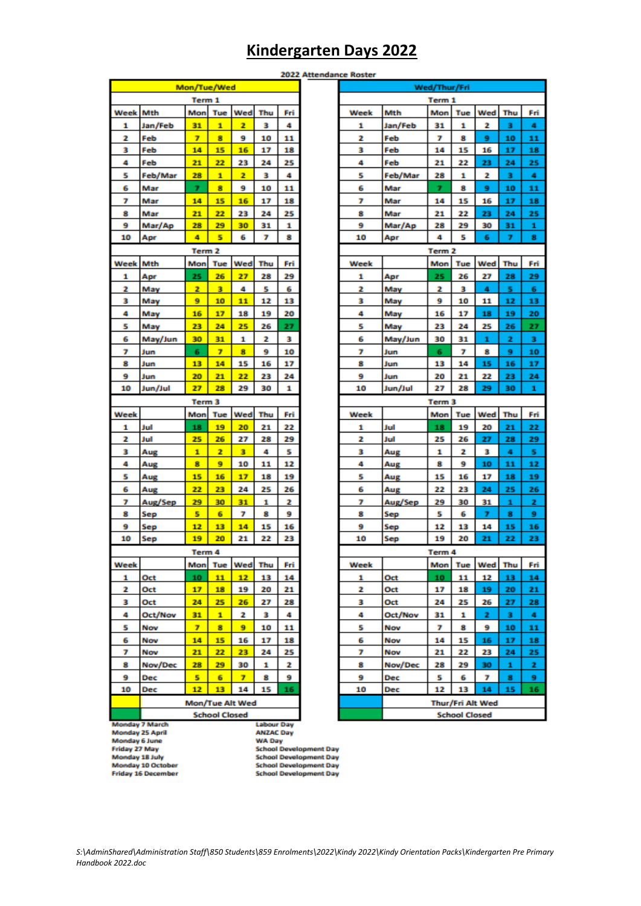# Kindergarten Days 2022

**2022 Attendance Roster**

| Mon/Tue/Wed | | | | | | |
|---|---|---|---|---|---|---|
| **Term 1** | | | | | | |
| Week | Mth | Mon | Tue | Wed | Thu | Fri |
| 1 | Jan/Feb | 31 | 1 | 2 | 3 | 4 |
| 2 | Feb | 7 | 8 | 9 | 10 | 11 |
| 3 | Feb | 14 | 15 | 16 | 17 | 18 |
| 4 | Feb | 21 | 22 | 23 | 24 | 25 |
| 5 | Feb/Mar | 28 | 1 | 2 | 3 | 4 |
| 6 | Mar | 7 | 8 | 9 | 10 | 11 |
| 7 | Mar | 14 | 15 | 16 | 17 | 18 |
| 8 | Mar | 21 | 22 | 23 | 24 | 25 |
| 9 | Mar/Ap | 28 | 29 | 30 | 31 | 1 |
| 10 | Apr | 4 | 5 | 6 | 7 | 8 |
| **Term 2** | | | | | | |
| Week | Mth | Mon | Tue | Wed | Thu | Fri |
| 1 | Apr | 25 | 26 | 27 | 28 | 29 |
| 2 | May | 2 | 3 | 4 | 5 | 6 |
| 3 | May | 9 | 10 | 11 | 12 | 13 |
| 4 | May | 16 | 17 | 18 | 19 | 20 |
| 5 | May | 23 | 24 | 25 | 26 | 27 |
| 6 | May/Jun | 30 | 31 | 1 | 2 | 3 |
| 7 | Jun | 6 | 7 | 8 | 9 | 10 |
| 8 | Jun | 13 | 14 | 15 | 16 | 17 |
| 9 | Jun | 20 | 21 | 22 | 23 | 24 |
| 10 | Jun/Jul | 27 | 28 | 29 | 30 | 1 |
| **Term 3** | | | | | | |
| Week | | Mon | Tue | Wed | Thu | Fri |
| 1 | Jul | 18 | 19 | 20 | 21 | 22 |
| 2 | Jul | 25 | 26 | 27 | 28 | 29 |
| 3 | Aug | 1 | 2 | 3 | 4 | 5 |
| 4 | Aug | 8 | 9 | 10 | 11 | 12 |
| 5 | Aug | 15 | 16 | 17 | 18 | 19 |
| 6 | Aug | 22 | 23 | 24 | 25 | 26 |
| 7 | Aug/Sep | 29 | 30 | 31 | 1 | 2 |
| 8 | Sep | 5 | 6 | 7 | 8 | 9 |
| 9 | Sep | 12 | 13 | 14 | 15 | 16 |
| 10 | Sep | 19 | 20 | 21 | 22 | 23 |
| **Term 4** | | | | | | |
| Week | | Mon | Tue | Wed | Thu | Fri |
| 1 | Oct | 10 | 11 | 12 | 13 | 14 |
| 2 | Oct | 17 | 18 | 19 | 20 | 21 |
| 3 | Oct | 24 | 25 | 26 | 27 | 28 |
| 4 | Oct/Nov | 31 | 1 | 2 | 3 | 4 |
| 5 | Nov | 7 | 8 | 9 | 10 | 11 |
| 6 | Nov | 14 | 15 | 16 | 17 | 18 |
| 7 | Nov | 21 | 22 | 23 | 24 | 25 |
| 8 | Nov/Dec | 28 | 29 | 30 | 1 | 2 |
| 9 | Dec | 5 | 6 | 7 | 8 | 9 |
| 10 | Dec | 12 | 13 | 14 | 15 | 16 |
| (yellow) | Mon/Tue Alt Wed | | | | | |
| (green) | School Closed | | | | | |

| Wed/Thur/Fri | | | | | | |
|---|---|---|---|---|---|---|
| **Term 1** | | | | | | |
| Week | Mth | Mon | Tue | Wed | Thu | Fri |
| 1 | Jan/Feb | 31 | 1 | 2 | 3 | 4 |
| 2 | Feb | 7 | 8 | 9 | 10 | 11 |
| 3 | Feb | 14 | 15 | 16 | 17 | 18 |
| 4 | Feb | 21 | 22 | 23 | 24 | 25 |
| 5 | Feb/Mar | 28 | 1 | 2 | 3 | 4 |
| 6 | Mar | 7 | 8 | 9 | 10 | 11 |
| 7 | Mar | 14 | 15 | 16 | 17 | 18 |
| 8 | Mar | 21 | 22 | 23 | 24 | 25 |
| 9 | Mar/Ap | 28 | 29 | 30 | 31 | 1 |
| 10 | Apr | 4 | 5 | 6 | 7 | 8 |
| **Term 2** | | | | | | |
| Week | | Mon | Tue | Wed | Thu | Fri |
| 1 | Apr | 25 | 26 | 27 | 28 | 29 |
| 2 | May | 2 | 3 | 4 | 5 | 6 |
| 3 | May | 9 | 10 | 11 | 12 | 13 |
| 4 | May | 16 | 17 | 18 | 19 | 20 |
| 5 | May | 23 | 24 | 25 | 26 | 27 |
| 6 | May/Jun | 30 | 31 | 1 | 2 | 3 |
| 7 | Jun | 6 | 7 | 8 | 9 | 10 |
| 8 | Jun | 13 | 14 | 15 | 16 | 17 |
| 9 | Jun | 20 | 21 | 22 | 23 | 24 |
| 10 | Jun/Jul | 27 | 28 | 29 | 30 | 1 |
| **Term 3** | | | | | | |
| Week | | Mon | Tue | Wed | Thu | Fri |
| 1 | Jul | 18 | 19 | 20 | 21 | 22 |
| 2 | Jul | 25 | 26 | 27 | 28 | 29 |
| 3 | Aug | 1 | 2 | 3 | 4 | 5 |
| 4 | Aug | 8 | 9 | 10 | 11 | 12 |
| 5 | Aug | 15 | 16 | 17 | 18 | 19 |
| 6 | Aug | 22 | 23 | 24 | 25 | 26 |
| 7 | Aug/Sep | 29 | 30 | 31 | 1 | 2 |
| 8 | Sep | 5 | 6 | 7 | 8 | 9 |
| 9 | Sep | 12 | 13 | 14 | 15 | 16 |
| 10 | Sep | 19 | 20 | 21 | 22 | 23 |
| **Term 4** | | | | | | |
| Week | | Mon | Tue | Wed | Thu | Fri |
| 1 | Oct | 10 | 11 | 12 | 13 | 14 |
| 2 | Oct | 17 | 18 | 19 | 20 | 21 |
| 3 | Oct | 24 | 25 | 26 | 27 | 28 |
| 4 | Oct/Nov | 31 | 1 | 2 | 3 | 4 |
| 5 | Nov | 7 | 8 | 9 | 10 | 11 |
| 6 | Nov | 14 | 15 | 16 | 17 | 18 |
| 7 | Nov | 21 | 22 | 23 | 24 | 25 |
| 8 | Nov/Dec | 28 | 29 | 30 | 1 | 2 |
| 9 | Dec | 5 | 6 | 7 | 8 | 9 |
| 10 | Dec | 12 | 13 | 14 | 15 | 16 |
| (blue) | Thur/Fri Alt Wed | | | | | |
| (green) | School Closed | | | | | |

| | |
|---|---|
| Monday 7 March | Labour Day |
| Monday 25 April | ANZAC Day |
| Monday 6 June | WA Day |
| Friday 27 May | School Development Day |
| Monday 18 July | School Development Day |
| Monday 10 October | School Development Day |
| Friday 16 December | School Development Day |

*S:\AdminShared\Administration Staff\850 Students\859 Enrolments\2022\Kindy 2022\Kindy Orientation Packs\Kindergarten Pre Primary Handbook 2022.doc*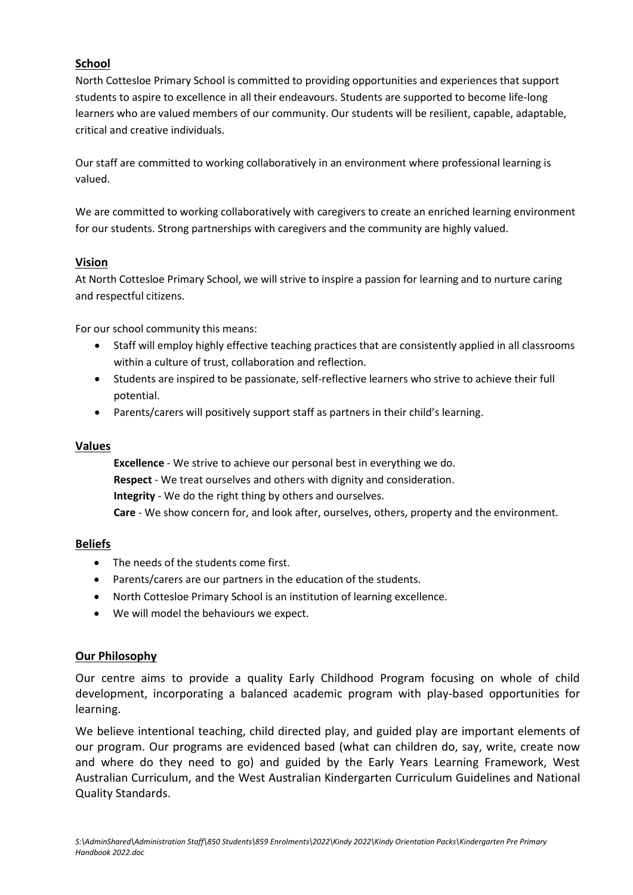## School

North Cottesloe Primary School is committed to providing opportunities and experiences that support students to aspire to excellence in all their endeavours. Students are supported to become life-long learners who are valued members of our community. Our students will be resilient, capable, adaptable, critical and creative individuals.

Our staff are committed to working collaboratively in an environment where professional learning is valued.

We are committed to working collaboratively with caregivers to create an enriched learning environment for our students. Strong partnerships with caregivers and the community are highly valued.

## Vision

At North Cottesloe Primary School, we will strive to inspire a passion for learning and to nurture caring and respectful citizens.

For our school community this means:

- Staff will employ highly effective teaching practices that are consistently applied in all classrooms within a culture of trust, collaboration and reflection.
- Students are inspired to be passionate, self-reflective learners who strive to achieve their full potential.
- Parents/carers will positively support staff as partners in their child's learning.

## Values

**Excellence** - We strive to achieve our personal best in everything we do.
**Respect** - We treat ourselves and others with dignity and consideration.
**Integrity** - We do the right thing by others and ourselves.
**Care** - We show concern for, and look after, ourselves, others, property and the environment.

## Beliefs

- The needs of the students come first.
- Parents/carers are our partners in the education of the students.
- North Cottesloe Primary School is an institution of learning excellence.
- We will model the behaviours we expect.

## Our Philosophy

Our centre aims to provide a quality Early Childhood Program focusing on whole of child development, incorporating a balanced academic program with play-based opportunities for learning.

We believe intentional teaching, child directed play, and guided play are important elements of our program. Our programs are evidenced based (what can children do, say, write, create now and where do they need to go) and guided by the Early Years Learning Framework, West Australian Curriculum, and the West Australian Kindergarten Curriculum Guidelines and National Quality Standards.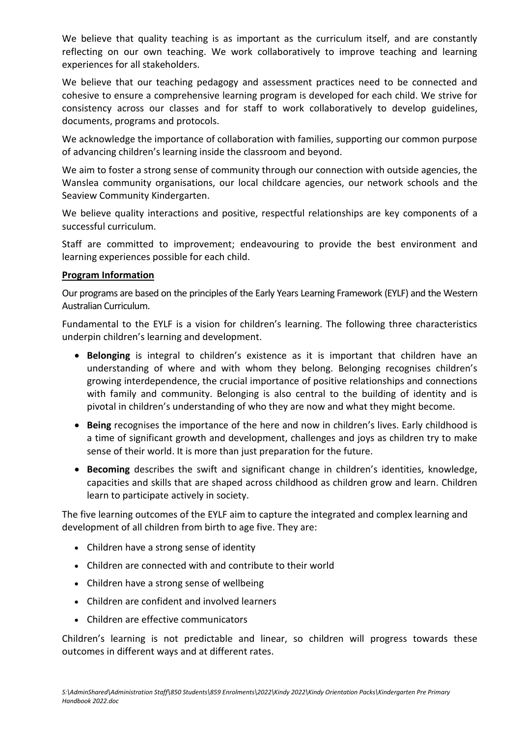We believe that quality teaching is as important as the curriculum itself, and are constantly reflecting on our own teaching. We work collaboratively to improve teaching and learning experiences for all stakeholders.

We believe that our teaching pedagogy and assessment practices need to be connected and cohesive to ensure a comprehensive learning program is developed for each child. We strive for consistency across our classes and for staff to work collaboratively to develop guidelines, documents, programs and protocols.

We acknowledge the importance of collaboration with families, supporting our common purpose of advancing children's learning inside the classroom and beyond.

We aim to foster a strong sense of community through our connection with outside agencies, the Wanslea community organisations, our local childcare agencies, our network schools and the Seaview Community Kindergarten.

We believe quality interactions and positive, respectful relationships are key components of a successful curriculum.

Staff are committed to improvement; endeavouring to provide the best environment and learning experiences possible for each child.

**Program Information**

Our programs are based on the principles of the Early Years Learning Framework (EYLF) and the Western Australian Curriculum.

Fundamental to the EYLF is a vision for children's learning. The following three characteristics underpin children's learning and development.

- **Belonging** is integral to children's existence as it is important that children have an understanding of where and with whom they belong. Belonging recognises children's growing interdependence, the crucial importance of positive relationships and connections with family and community. Belonging is also central to the building of identity and is pivotal in children's understanding of who they are now and what they might become.
- **Being** recognises the importance of the here and now in children's lives. Early childhood is a time of significant growth and development, challenges and joys as children try to make sense of their world. It is more than just preparation for the future.
- **Becoming** describes the swift and significant change in children's identities, knowledge, capacities and skills that are shaped across childhood as children grow and learn. Children learn to participate actively in society.

The five learning outcomes of the EYLF aim to capture the integrated and complex learning and development of all children from birth to age five. They are:

- Children have a strong sense of identity
- Children are connected with and contribute to their world
- Children have a strong sense of wellbeing
- Children are confident and involved learners
- Children are effective communicators

Children's learning is not predictable and linear, so children will progress towards these outcomes in different ways and at different rates.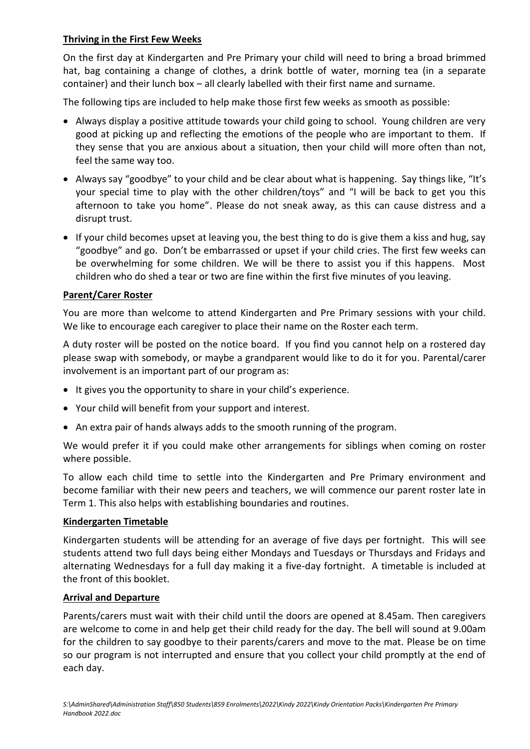**Thriving in the First Few Weeks**

On the first day at Kindergarten and Pre Primary your child will need to bring a broad brimmed hat, bag containing a change of clothes, a drink bottle of water, morning tea (in a separate container) and their lunch box – all clearly labelled with their first name and surname.

The following tips are included to help make those first few weeks as smooth as possible:

- Always display a positive attitude towards your child going to school. Young children are very good at picking up and reflecting the emotions of the people who are important to them. If they sense that you are anxious about a situation, then your child will more often than not, feel the same way too.
- Always say "goodbye" to your child and be clear about what is happening. Say things like, "It's your special time to play with the other children/toys" and "I will be back to get you this afternoon to take you home". Please do not sneak away, as this can cause distress and a disrupt trust.
- If your child becomes upset at leaving you, the best thing to do is give them a kiss and hug, say "goodbye" and go. Don't be embarrassed or upset if your child cries. The first few weeks can be overwhelming for some children. We will be there to assist you if this happens. Most children who do shed a tear or two are fine within the first five minutes of you leaving.

**Parent/Carer Roster**

You are more than welcome to attend Kindergarten and Pre Primary sessions with your child. We like to encourage each caregiver to place their name on the Roster each term.

A duty roster will be posted on the notice board. If you find you cannot help on a rostered day please swap with somebody, or maybe a grandparent would like to do it for you. Parental/carer involvement is an important part of our program as:

- It gives you the opportunity to share in your child's experience.
- Your child will benefit from your support and interest.
- An extra pair of hands always adds to the smooth running of the program.

We would prefer it if you could make other arrangements for siblings when coming on roster where possible.

To allow each child time to settle into the Kindergarten and Pre Primary environment and become familiar with their new peers and teachers, we will commence our parent roster late in Term 1. This also helps with establishing boundaries and routines.

**Kindergarten Timetable**

Kindergarten students will be attending for an average of five days per fortnight. This will see students attend two full days being either Mondays and Tuesdays or Thursdays and Fridays and alternating Wednesdays for a full day making it a five-day fortnight. A timetable is included at the front of this booklet.

**Arrival and Departure**

Parents/carers must wait with their child until the doors are opened at 8.45am. Then caregivers are welcome to come in and help get their child ready for the day. The bell will sound at 9.00am for the children to say goodbye to their parents/carers and move to the mat. Please be on time so our program is not interrupted and ensure that you collect your child promptly at the end of each day.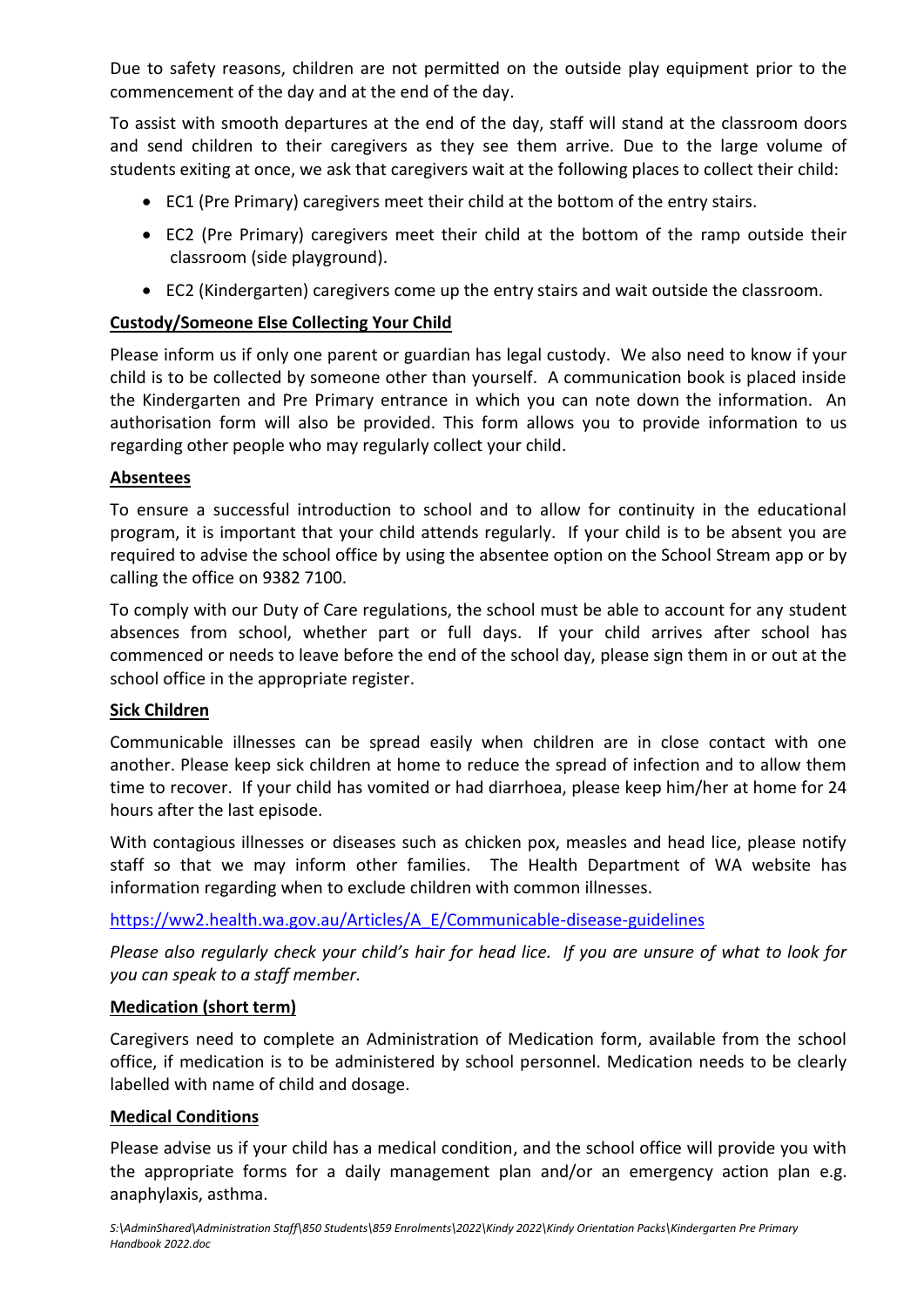Due to safety reasons, children are not permitted on the outside play equipment prior to the commencement of the day and at the end of the day.

To assist with smooth departures at the end of the day, staff will stand at the classroom doors and send children to their caregivers as they see them arrive. Due to the large volume of students exiting at once, we ask that caregivers wait at the following places to collect their child:

- EC1 (Pre Primary) caregivers meet their child at the bottom of the entry stairs.
- EC2 (Pre Primary) caregivers meet their child at the bottom of the ramp outside their classroom (side playground).
- EC2 (Kindergarten) caregivers come up the entry stairs and wait outside the classroom.

**Custody/Someone Else Collecting Your Child**

Please inform us if only one parent or guardian has legal custody. We also need to know if your child is to be collected by someone other than yourself. A communication book is placed inside the Kindergarten and Pre Primary entrance in which you can note down the information. An authorisation form will also be provided. This form allows you to provide information to us regarding other people who may regularly collect your child.

**Absentees**

To ensure a successful introduction to school and to allow for continuity in the educational program, it is important that your child attends regularly. If your child is to be absent you are required to advise the school office by using the absentee option on the School Stream app or by calling the office on 9382 7100.

To comply with our Duty of Care regulations, the school must be able to account for any student absences from school, whether part or full days. If your child arrives after school has commenced or needs to leave before the end of the school day, please sign them in or out at the school office in the appropriate register.

**Sick Children**

Communicable illnesses can be spread easily when children are in close contact with one another. Please keep sick children at home to reduce the spread of infection and to allow them time to recover. If your child has vomited or had diarrhoea, please keep him/her at home for 24 hours after the last episode.

With contagious illnesses or diseases such as chicken pox, measles and head lice, please notify staff so that we may inform other families. The Health Department of WA website has information regarding when to exclude children with common illnesses.

https://ww2.health.wa.gov.au/Articles/A_E/Communicable-disease-guidelines

*Please also regularly check your child's hair for head lice. If you are unsure of what to look for you can speak to a staff member.*

**Medication (short term)**

Caregivers need to complete an Administration of Medication form, available from the school office, if medication is to be administered by school personnel. Medication needs to be clearly labelled with name of child and dosage.

**Medical Conditions**

Please advise us if your child has a medical condition, and the school office will provide you with the appropriate forms for a daily management plan and/or an emergency action plan e.g. anaphylaxis, asthma.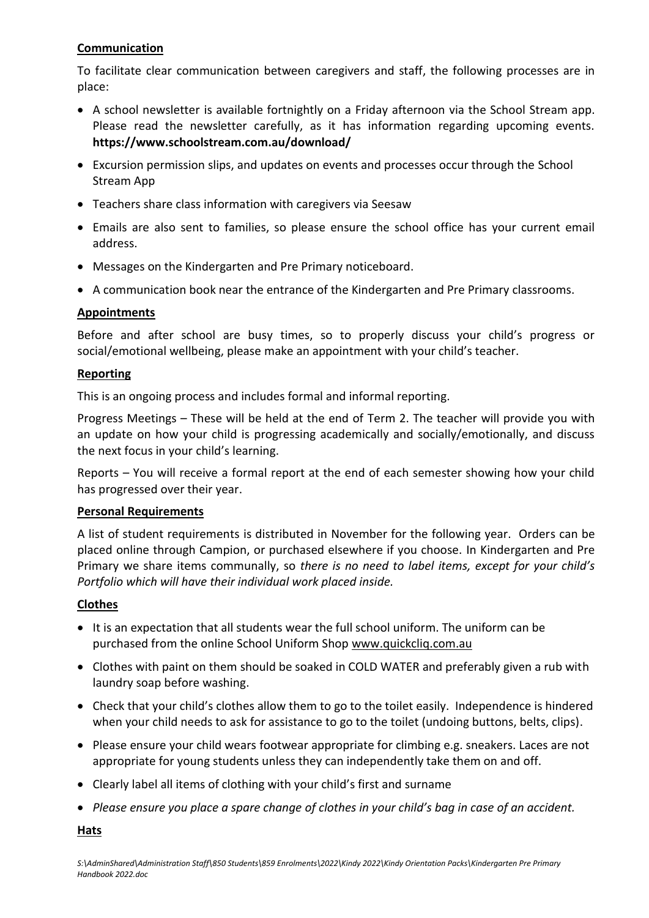**Communication**

To facilitate clear communication between caregivers and staff, the following processes are in place:

- A school newsletter is available fortnightly on a Friday afternoon via the School Stream app. Please read the newsletter carefully, as it has information regarding upcoming events. **https://www.schoolstream.com.au/download/**
- Excursion permission slips, and updates on events and processes occur through the School Stream App
- Teachers share class information with caregivers via Seesaw
- Emails are also sent to families, so please ensure the school office has your current email address.
- Messages on the Kindergarten and Pre Primary noticeboard.
- A communication book near the entrance of the Kindergarten and Pre Primary classrooms.

**Appointments**

Before and after school are busy times, so to properly discuss your child's progress or social/emotional wellbeing, please make an appointment with your child's teacher.

**Reporting**

This is an ongoing process and includes formal and informal reporting.

Progress Meetings – These will be held at the end of Term 2. The teacher will provide you with an update on how your child is progressing academically and socially/emotionally, and discuss the next focus in your child's learning.

Reports – You will receive a formal report at the end of each semester showing how your child has progressed over their year.

**Personal Requirements**

A list of student requirements is distributed in November for the following year. Orders can be placed online through Campion, or purchased elsewhere if you choose. In Kindergarten and Pre Primary we share items communally, so *there is no need to label items, except for your child's Portfolio which will have their individual work placed inside.*

**Clothes**

- It is an expectation that all students wear the full school uniform. The uniform can be purchased from the online School Uniform Shop www.quickcliq.com.au
- Clothes with paint on them should be soaked in COLD WATER and preferably given a rub with laundry soap before washing.
- Check that your child's clothes allow them to go to the toilet easily. Independence is hindered when your child needs to ask for assistance to go to the toilet (undoing buttons, belts, clips).
- Please ensure your child wears footwear appropriate for climbing e.g. sneakers. Laces are not appropriate for young students unless they can independently take them on and off.
- Clearly label all items of clothing with your child's first and surname
- *Please ensure you place a spare change of clothes in your child's bag in case of an accident.*

**Hats**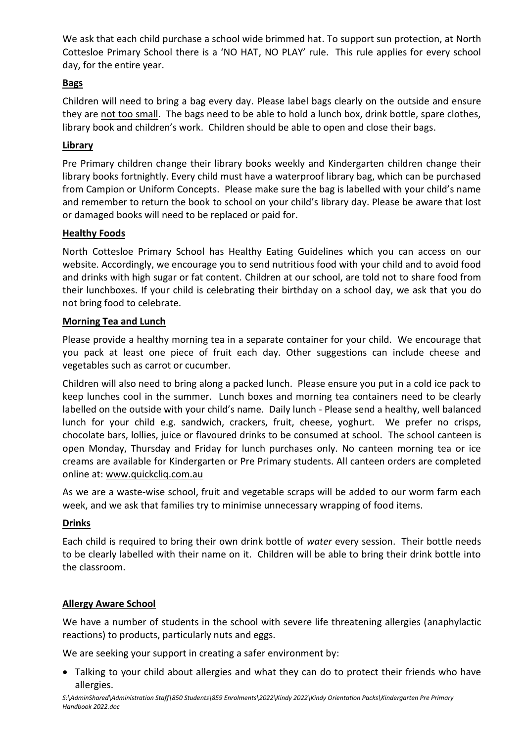We ask that each child purchase a school wide brimmed hat. To support sun protection, at North Cottesloe Primary School there is a 'NO HAT, NO PLAY' rule. This rule applies for every school day, for the entire year.

## Bags

Children will need to bring a bag every day. Please label bags clearly on the outside and ensure they are not too small. The bags need to be able to hold a lunch box, drink bottle, spare clothes, library book and children's work. Children should be able to open and close their bags.

## Library

Pre Primary children change their library books weekly and Kindergarten children change their library books fortnightly. Every child must have a waterproof library bag, which can be purchased from Campion or Uniform Concepts. Please make sure the bag is labelled with your child's name and remember to return the book to school on your child's library day. Please be aware that lost or damaged books will need to be replaced or paid for.

## Healthy Foods

North Cottesloe Primary School has Healthy Eating Guidelines which you can access on our website. Accordingly, we encourage you to send nutritious food with your child and to avoid food and drinks with high sugar or fat content. Children at our school, are told not to share food from their lunchboxes. If your child is celebrating their birthday on a school day, we ask that you do not bring food to celebrate.

## Morning Tea and Lunch

Please provide a healthy morning tea in a separate container for your child. We encourage that you pack at least one piece of fruit each day. Other suggestions can include cheese and vegetables such as carrot or cucumber.

Children will also need to bring along a packed lunch. Please ensure you put in a cold ice pack to keep lunches cool in the summer. Lunch boxes and morning tea containers need to be clearly labelled on the outside with your child's name. Daily lunch - Please send a healthy, well balanced lunch for your child e.g. sandwich, crackers, fruit, cheese, yoghurt. We prefer no crisps, chocolate bars, lollies, juice or flavoured drinks to be consumed at school. The school canteen is open Monday, Thursday and Friday for lunch purchases only. No canteen morning tea or ice creams are available for Kindergarten or Pre Primary students. All canteen orders are completed online at: www.quickcliq.com.au

As we are a waste-wise school, fruit and vegetable scraps will be added to our worm farm each week, and we ask that families try to minimise unnecessary wrapping of food items.

## Drinks

Each child is required to bring their own drink bottle of *water* every session. Their bottle needs to be clearly labelled with their name on it. Children will be able to bring their drink bottle into the classroom.

## Allergy Aware School

We have a number of students in the school with severe life threatening allergies (anaphylactic reactions) to products, particularly nuts and eggs.

We are seeking your support in creating a safer environment by:

- Talking to your child about allergies and what they can do to protect their friends who have allergies.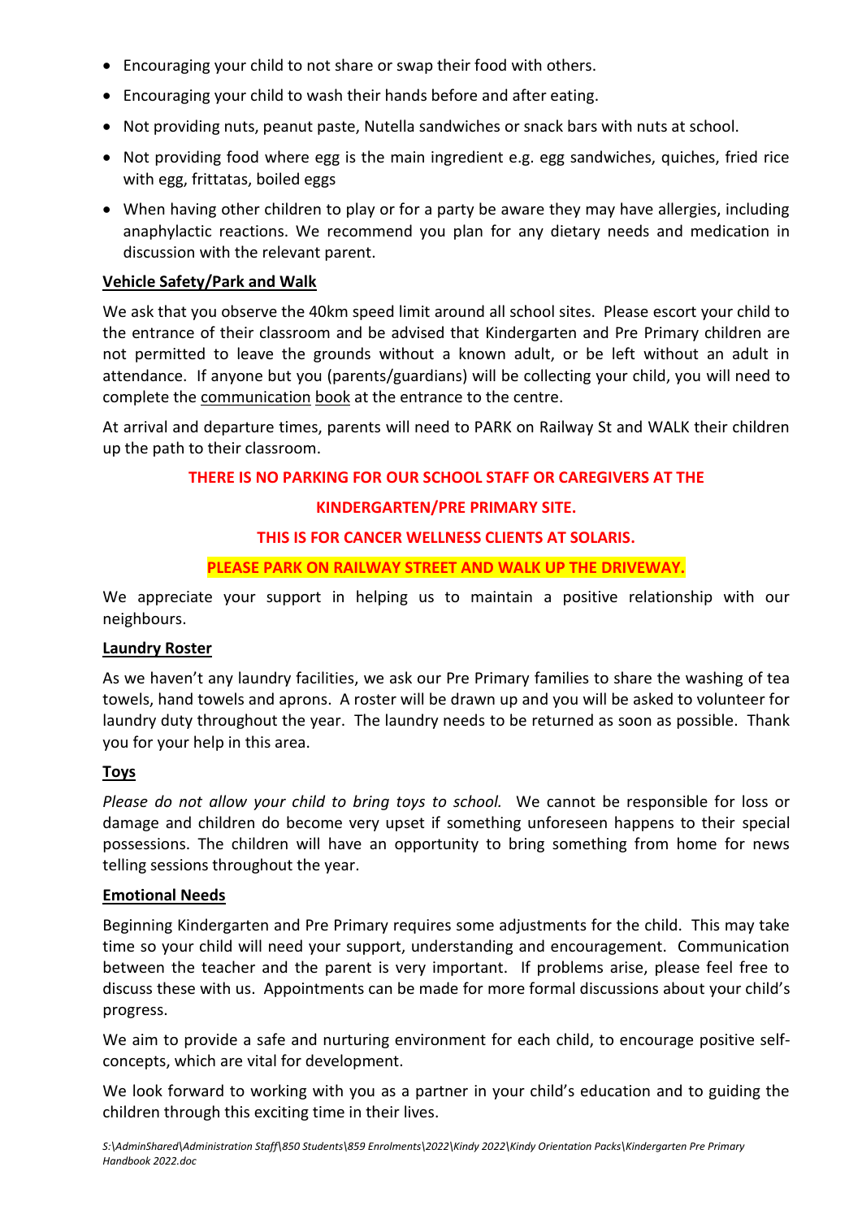- Encouraging your child to not share or swap their food with others.
- Encouraging your child to wash their hands before and after eating.
- Not providing nuts, peanut paste, Nutella sandwiches or snack bars with nuts at school.
- Not providing food where egg is the main ingredient e.g. egg sandwiches, quiches, fried rice with egg, frittatas, boiled eggs
- When having other children to play or for a party be aware they may have allergies, including anaphylactic reactions. We recommend you plan for any dietary needs and medication in discussion with the relevant parent.

**Vehicle Safety/Park and Walk**

We ask that you observe the 40km speed limit around all school sites. Please escort your child to the entrance of their classroom and be advised that Kindergarten and Pre Primary children are not permitted to leave the grounds without a known adult, or be left without an adult in attendance. If anyone but you (parents/guardians) will be collecting your child, you will need to complete the communication book at the entrance to the centre.

At arrival and departure times, parents will need to PARK on Railway St and WALK their children up the path to their classroom.

**THERE IS NO PARKING FOR OUR SCHOOL STAFF OR CAREGIVERS AT THE**

**KINDERGARTEN/PRE PRIMARY SITE.**

**THIS IS FOR CANCER WELLNESS CLIENTS AT SOLARIS.**

**PLEASE PARK ON RAILWAY STREET AND WALK UP THE DRIVEWAY.**

We appreciate your support in helping us to maintain a positive relationship with our neighbours.

**Laundry Roster**

As we haven't any laundry facilities, we ask our Pre Primary families to share the washing of tea towels, hand towels and aprons. A roster will be drawn up and you will be asked to volunteer for laundry duty throughout the year. The laundry needs to be returned as soon as possible. Thank you for your help in this area.

**Toys**

*Please do not allow your child to bring toys to school.* We cannot be responsible for loss or damage and children do become very upset if something unforeseen happens to their special possessions. The children will have an opportunity to bring something from home for news telling sessions throughout the year.

**Emotional Needs**

Beginning Kindergarten and Pre Primary requires some adjustments for the child. This may take time so your child will need your support, understanding and encouragement. Communication between the teacher and the parent is very important. If problems arise, please feel free to discuss these with us. Appointments can be made for more formal discussions about your child's progress.

We aim to provide a safe and nurturing environment for each child, to encourage positive self-concepts, which are vital for development.

We look forward to working with you as a partner in your child's education and to guiding the children through this exciting time in their lives.

*S:\AdminShared\Administration Staff\850 Students\859 Enrolments\2022\Kindy 2022\Kindy Orientation Packs\Kindergarten Pre Primary Handbook 2022.doc*